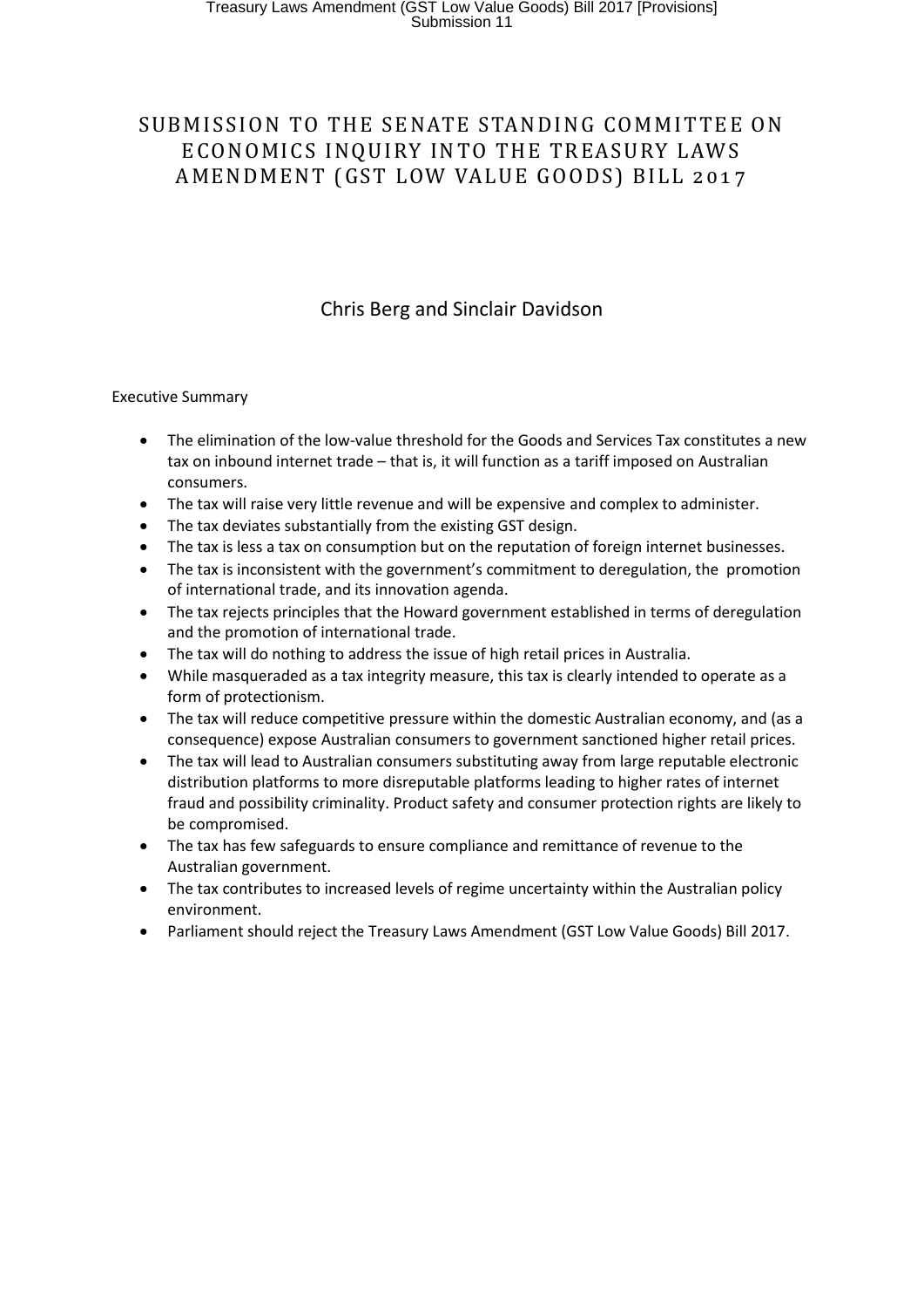# SUBMISSION TO THE SENATE STANDING COMMITTEE ON ECONOMICS INQUIRY INTO THE TREASURY LAWS AMENDMENT (GST LOW VALUE GOODS) BILL 2017

Chris Berg and Sinclair Davidson

Executive Summary

- The elimination of the low-value threshold for the Goods and Services Tax constitutes a new tax on inbound internet trade – that is, it will function as a tariff imposed on Australian consumers.
- The tax will raise very little revenue and will be expensive and complex to administer.
- The tax deviates substantially from the existing GST design.
- The tax is less a tax on consumption but on the reputation of foreign internet businesses.
- The tax is inconsistent with the government's commitment to deregulation, the promotion of international trade, and its innovation agenda.
- The tax rejects principles that the Howard government established in terms of deregulation and the promotion of international trade.
- The tax will do nothing to address the issue of high retail prices in Australia.
- While masqueraded as a tax integrity measure, this tax is clearly intended to operate as a form of protectionism.
- The tax will reduce competitive pressure within the domestic Australian economy, and (as a consequence) expose Australian consumers to government sanctioned higher retail prices.
- The tax will lead to Australian consumers substituting away from large reputable electronic distribution platforms to more disreputable platforms leading to higher rates of internet fraud and possibility criminality. Product safety and consumer protection rights are likely to be compromised.
- The tax has few safeguards to ensure compliance and remittance of revenue to the Australian government.
- The tax contributes to increased levels of regime uncertainty within the Australian policy environment.
- Parliament should reject the Treasury Laws Amendment (GST Low Value Goods) Bill 2017.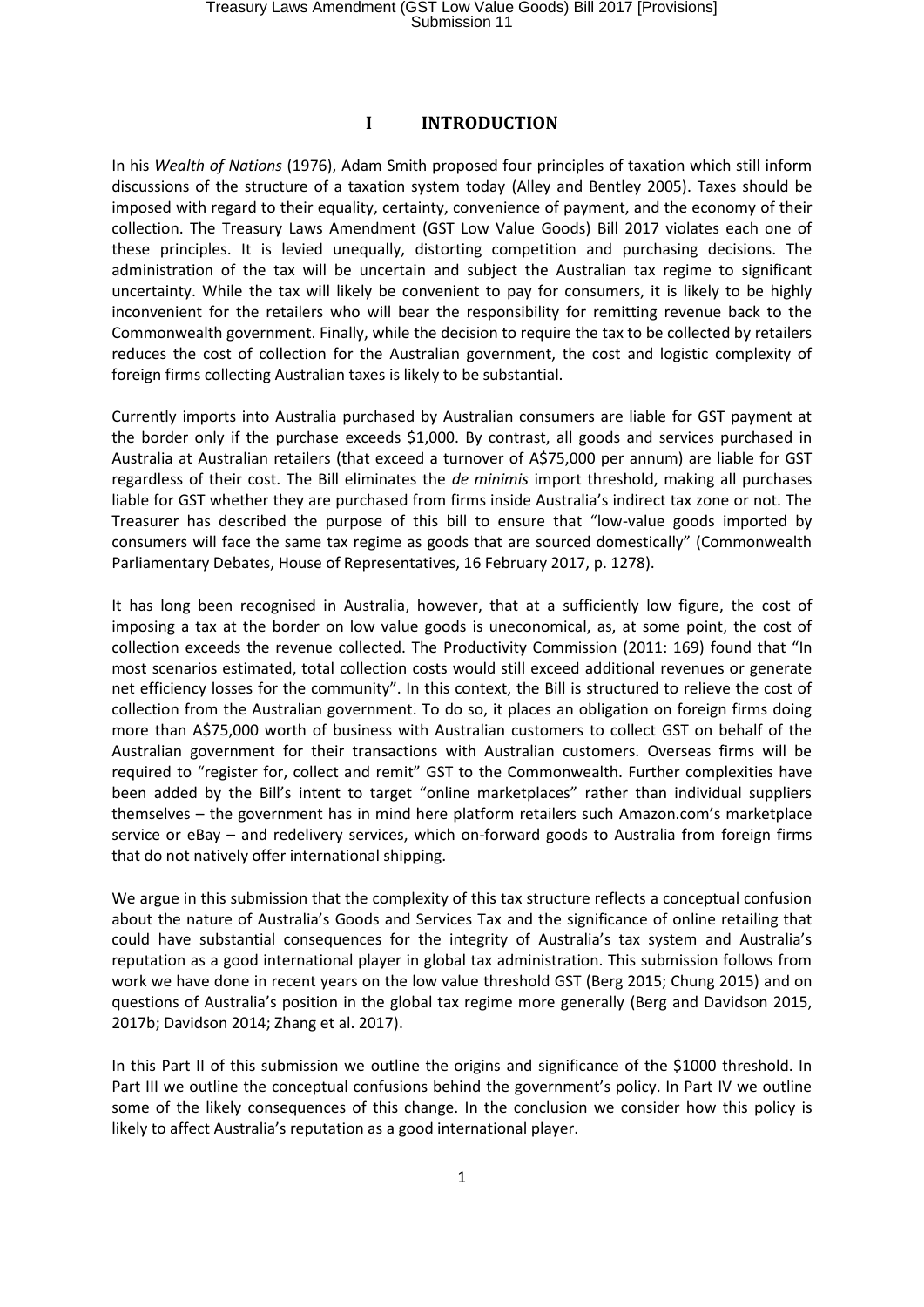# I INTRODUCTION

In his *Wealth of Nations* (1976), Adam Smith proposed four principles of taxation which still inform discussions of the structure of a taxation system today (Alley and Bentley 2005). Taxes should be imposed with regard to their equality, certainty, convenience of payment, and the economy of their collection. The Treasury Laws Amendment (GST Low Value Goods) Bill 2017 violates each one of these principles. It is levied unequally, distorting competition and purchasing decisions. The administration of the tax will be uncertain and subject the Australian tax regime to significant uncertainty. While the tax will likely be convenient to pay for consumers, it is likely to be highly inconvenient for the retailers who will bear the responsibility for remitting revenue back to the Commonwealth government. Finally, while the decision to require the tax to be collected by retailers reduces the cost of collection for the Australian government, the cost and logistic complexity of foreign firms collecting Australian taxes is likely to be substantial.

Currently imports into Australia purchased by Australian consumers are liable for GST payment at the border only if the purchase exceeds $1,000. By contrast, all goods and services purchased in Australia at Australian retailers (that exceed a turnover of A$75,000 per annum) are liable for GST regardless of their cost. The Bill eliminates the *de minimis* import threshold, making all purchases liable for GST whether they are purchased from firms inside Australia's indirect tax zone or not. The Treasurer has described the purpose of this bill to ensure that "low-value goods imported by consumers will face the same tax regime as goods that are sourced domestically" (Commonwealth Parliamentary Debates, House of Representatives, 16 February 2017, p. 1278).

It has long been recognised in Australia, however, that at a sufficiently low figure, the cost of imposing a tax at the border on low value goods is uneconomical, as, at some point, the cost of collection exceeds the revenue collected. The Productivity Commission (2011: 169) found that "In most scenarios estimated, total collection costs would still exceed additional revenues or generate net efficiency losses for the community". In this context, the Bill is structured to relieve the cost of collection from the Australian government. To do so, it places an obligation on foreign firms doing more than A$75,000 worth of business with Australian customers to collect GST on behalf of the Australian government for their transactions with Australian customers. Overseas firms will be required to "register for, collect and remit" GST to the Commonwealth. Further complexities have been added by the Bill's intent to target "online marketplaces" rather than individual suppliers themselves – the government has in mind here platform retailers such Amazon.com's marketplace service or eBay – and redelivery services, which on-forward goods to Australia from foreign firms that do not natively offer international shipping.

We argue in this submission that the complexity of this tax structure reflects a conceptual confusion about the nature of Australia's Goods and Services Tax and the significance of online retailing that could have substantial consequences for the integrity of Australia's tax system and Australia's reputation as a good international player in global tax administration. This submission follows from work we have done in recent years on the low value threshold GST (Berg 2015; Chung 2015) and on questions of Australia's position in the global tax regime more generally (Berg and Davidson 2015, 2017b; Davidson 2014; Zhang et al. 2017).

In this Part II of this submission we outline the origins and significance of the $1000 threshold. In Part III we outline the conceptual confusions behind the government's policy. In Part IV we outline some of the likely consequences of this change. In the conclusion we consider how this policy is likely to affect Australia's reputation as a good international player.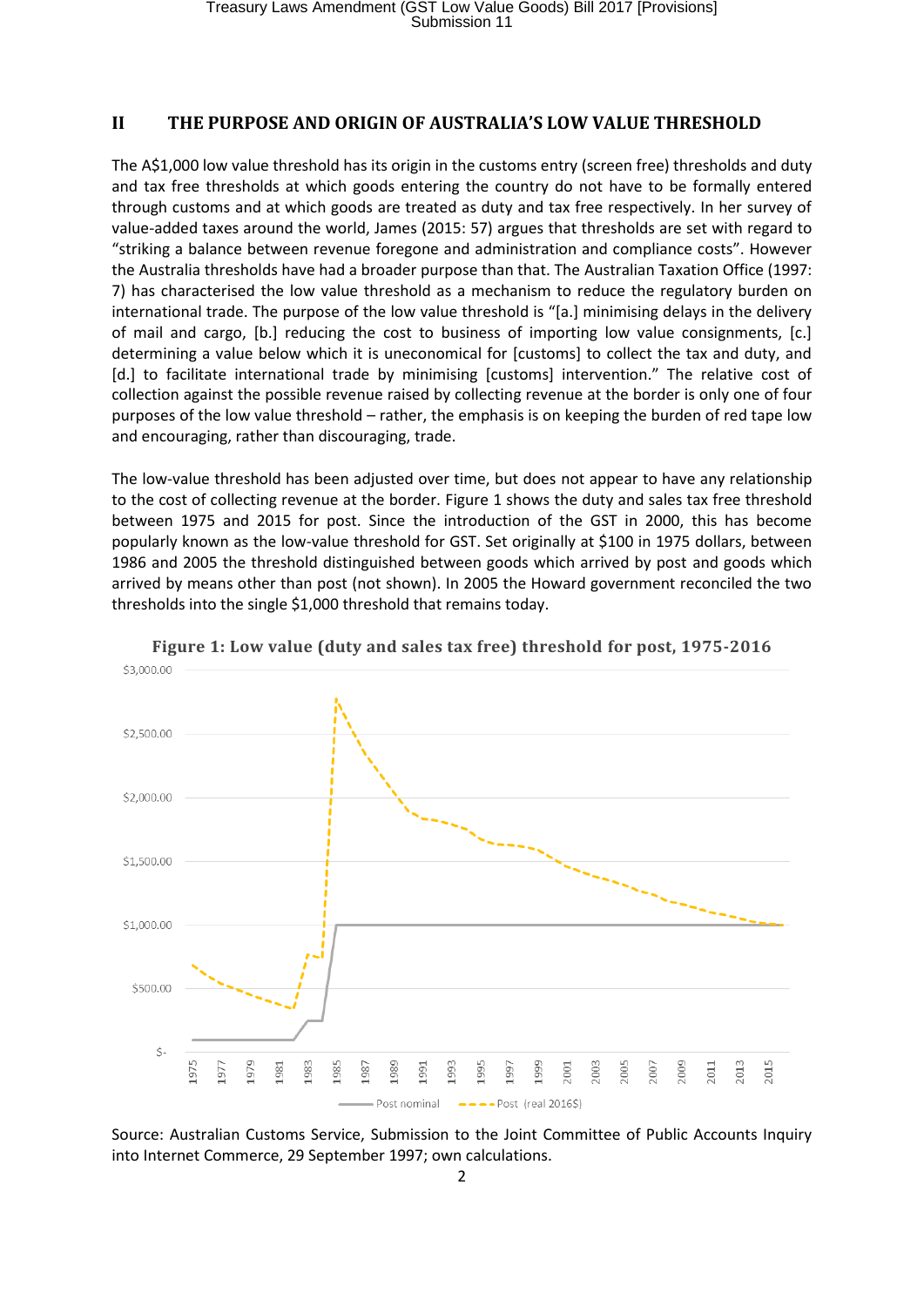## II THE PURPOSE AND ORIGIN OF AUSTRALIA'S LOW VALUE THRESHOLD

The A$1,000 low value threshold has its origin in the customs entry (screen free) thresholds and duty and tax free thresholds at which goods entering the country do not have to be formally entered through customs and at which goods are treated as duty and tax free respectively. In her survey of value-added taxes around the world, James (2015: 57) argues that thresholds are set with regard to "striking a balance between revenue foregone and administration and compliance costs". However the Australia thresholds have had a broader purpose than that. The Australian Taxation Office (1997: 7) has characterised the low value threshold as a mechanism to reduce the regulatory burden on international trade. The purpose of the low value threshold is "[a.] minimising delays in the delivery of mail and cargo, [b.] reducing the cost to business of importing low value consignments, [c.] determining a value below which it is uneconomical for [customs] to collect the tax and duty, and [d.] to facilitate international trade by minimising [customs] intervention." The relative cost of collection against the possible revenue raised by collecting revenue at the border is only one of four purposes of the low value threshold – rather, the emphasis is on keeping the burden of red tape low and encouraging, rather than discouraging, trade.

The low-value threshold has been adjusted over time, but does not appear to have any relationship to the cost of collecting revenue at the border. Figure 1 shows the duty and sales tax free threshold between 1975 and 2015 for post. Since the introduction of the GST in 2000, this has become popularly known as the low-value threshold for GST. Set originally at $100 in 1975 dollars, between 1986 and 2005 the threshold distinguished between goods which arrived by post and goods which arrived by means other than post (not shown). In 2005 the Howard government reconciled the two thresholds into the single $1,000 threshold that remains today.

**Figure 1: Low value (duty and sales tax free) threshold for post, 1975-2016**

Source: Australian Customs Service, Submission to the Joint Committee of Public Accounts Inquiry into Internet Commerce, 29 September 1997; own calculations.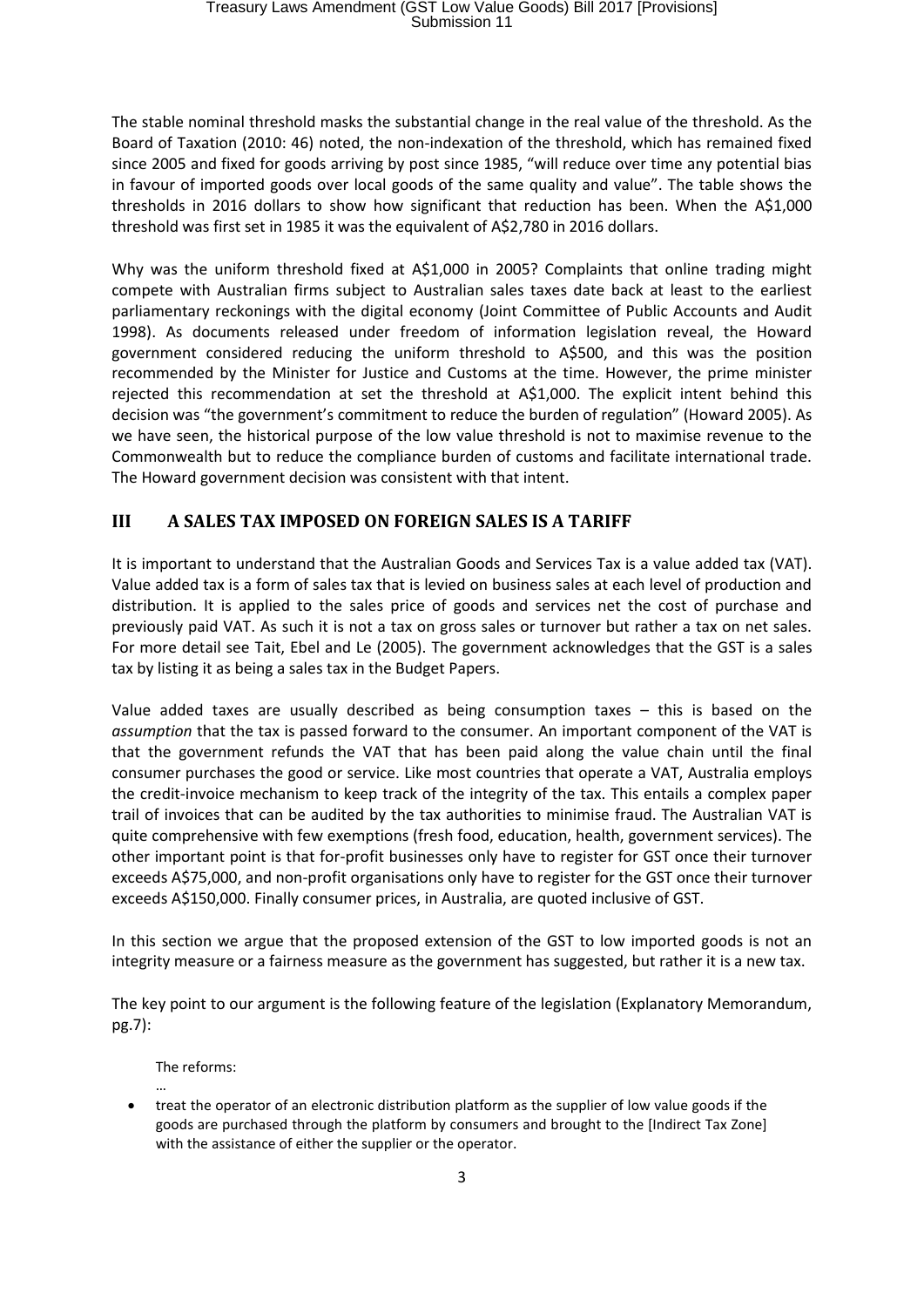The stable nominal threshold masks the substantial change in the real value of the threshold. As the Board of Taxation (2010: 46) noted, the non-indexation of the threshold, which has remained fixed since 2005 and fixed for goods arriving by post since 1985, "will reduce over time any potential bias in favour of imported goods over local goods of the same quality and value". The table shows the thresholds in 2016 dollars to show how significant that reduction has been. When the A$1,000 threshold was first set in 1985 it was the equivalent of A$2,780 in 2016 dollars.

Why was the uniform threshold fixed at A$1,000 in 2005? Complaints that online trading might compete with Australian firms subject to Australian sales taxes date back at least to the earliest parliamentary reckonings with the digital economy (Joint Committee of Public Accounts and Audit 1998). As documents released under freedom of information legislation reveal, the Howard government considered reducing the uniform threshold to A$500, and this was the position recommended by the Minister for Justice and Customs at the time. However, the prime minister rejected this recommendation at set the threshold at A$1,000. The explicit intent behind this decision was "the government's commitment to reduce the burden of regulation" (Howard 2005). As we have seen, the historical purpose of the low value threshold is not to maximise revenue to the Commonwealth but to reduce the compliance burden of customs and facilitate international trade. The Howard government decision was consistent with that intent.

## III A SALES TAX IMPOSED ON FOREIGN SALES IS A TARIFF

It is important to understand that the Australian Goods and Services Tax is a value added tax (VAT). Value added tax is a form of sales tax that is levied on business sales at each level of production and distribution. It is applied to the sales price of goods and services net the cost of purchase and previously paid VAT. As such it is not a tax on gross sales or turnover but rather a tax on net sales. For more detail see Tait, Ebel and Le (2005). The government acknowledges that the GST is a sales tax by listing it as being a sales tax in the Budget Papers.

Value added taxes are usually described as being consumption taxes – this is based on the *assumption* that the tax is passed forward to the consumer. An important component of the VAT is that the government refunds the VAT that has been paid along the value chain until the final consumer purchases the good or service. Like most countries that operate a VAT, Australia employs the credit-invoice mechanism to keep track of the integrity of the tax. This entails a complex paper trail of invoices that can be audited by the tax authorities to minimise fraud. The Australian VAT is quite comprehensive with few exemptions (fresh food, education, health, government services). The other important point is that for-profit businesses only have to register for GST once their turnover exceeds A$75,000, and non-profit organisations only have to register for the GST once their turnover exceeds A$150,000. Finally consumer prices, in Australia, are quoted inclusive of GST.

In this section we argue that the proposed extension of the GST to low imported goods is not an integrity measure or a fairness measure as the government has suggested, but rather it is a new tax.

The key point to our argument is the following feature of the legislation (Explanatory Memorandum, pg.7):

> The reforms:
>
> …
>
> - treat the operator of an electronic distribution platform as the supplier of low value goods if the goods are purchased through the platform by consumers and brought to the [Indirect Tax Zone] with the assistance of either the supplier or the operator.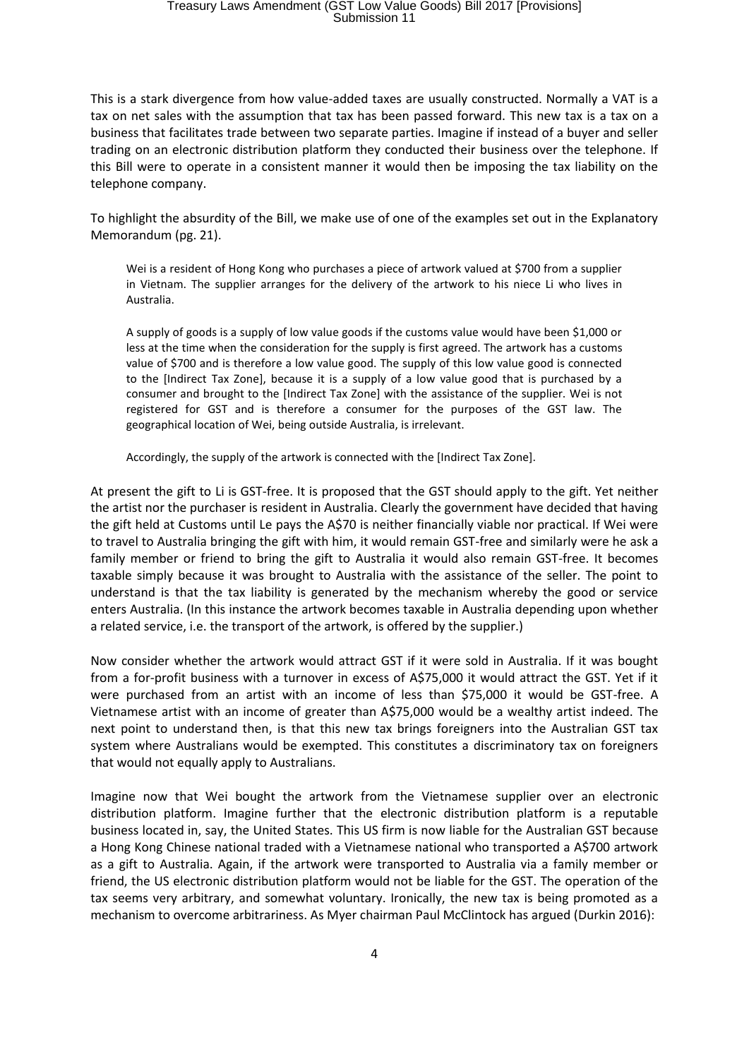This is a stark divergence from how value-added taxes are usually constructed. Normally a VAT is a tax on net sales with the assumption that tax has been passed forward. This new tax is a tax on a business that facilitates trade between two separate parties. Imagine if instead of a buyer and seller trading on an electronic distribution platform they conducted their business over the telephone. If this Bill were to operate in a consistent manner it would then be imposing the tax liability on the telephone company.

To highlight the absurdity of the Bill, we make use of one of the examples set out in the Explanatory Memorandum (pg. 21).

> Wei is a resident of Hong Kong who purchases a piece of artwork valued at $700 from a supplier in Vietnam. The supplier arranges for the delivery of the artwork to his niece Li who lives in Australia.
>
> A supply of goods is a supply of low value goods if the customs value would have been $1,000 or less at the time when the consideration for the supply is first agreed. The artwork has a customs value of $700 and is therefore a low value good. The supply of this low value good is connected to the [Indirect Tax Zone], because it is a supply of a low value good that is purchased by a consumer and brought to the [Indirect Tax Zone] with the assistance of the supplier. Wei is not registered for GST and is therefore a consumer for the purposes of the GST law. The geographical location of Wei, being outside Australia, is irrelevant.
>
> Accordingly, the supply of the artwork is connected with the [Indirect Tax Zone].

At present the gift to Li is GST-free. It is proposed that the GST should apply to the gift. Yet neither the artist nor the purchaser is resident in Australia. Clearly the government have decided that having the gift held at Customs until Le pays the A$70 is neither financially viable nor practical. If Wei were to travel to Australia bringing the gift with him, it would remain GST-free and similarly were he ask a family member or friend to bring the gift to Australia it would also remain GST-free. It becomes taxable simply because it was brought to Australia with the assistance of the seller. The point to understand is that the tax liability is generated by the mechanism whereby the good or service enters Australia. (In this instance the artwork becomes taxable in Australia depending upon whether a related service, i.e. the transport of the artwork, is offered by the supplier.)

Now consider whether the artwork would attract GST if it were sold in Australia. If it was bought from a for-profit business with a turnover in excess of A$75,000 it would attract the GST. Yet if it were purchased from an artist with an income of less than $75,000 it would be GST-free. A Vietnamese artist with an income of greater than A$75,000 would be a wealthy artist indeed. The next point to understand then, is that this new tax brings foreigners into the Australian GST tax system where Australians would be exempted. This constitutes a discriminatory tax on foreigners that would not equally apply to Australians.

Imagine now that Wei bought the artwork from the Vietnamese supplier over an electronic distribution platform. Imagine further that the electronic distribution platform is a reputable business located in, say, the United States. This US firm is now liable for the Australian GST because a Hong Kong Chinese national traded with a Vietnamese national who transported a A$700 artwork as a gift to Australia. Again, if the artwork were transported to Australia via a family member or friend, the US electronic distribution platform would not be liable for the GST. The operation of the tax seems very arbitrary, and somewhat voluntary. Ironically, the new tax is being promoted as a mechanism to overcome arbitrariness. As Myer chairman Paul McClintock has argued (Durkin 2016):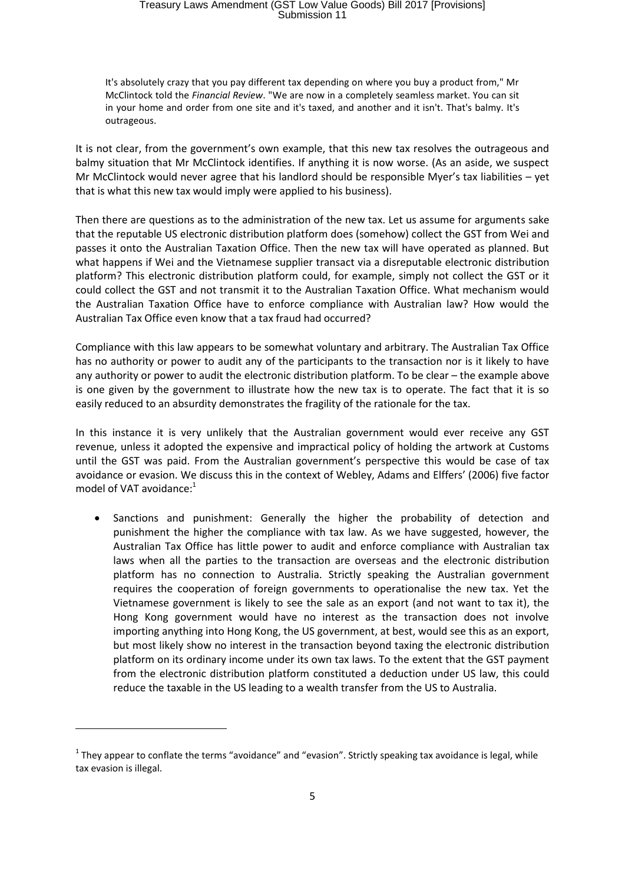> It's absolutely crazy that you pay different tax depending on where you buy a product from," Mr McClintock told the *Financial Review*. "We are now in a completely seamless market. You can sit in your home and order from one site and it's taxed, and another and it isn't. That's balmy. It's outrageous.

It is not clear, from the government's own example, that this new tax resolves the outrageous and balmy situation that Mr McClintock identifies. If anything it is now worse. (As an aside, we suspect Mr McClintock would never agree that his landlord should be responsible Myer's tax liabilities – yet that is what this new tax would imply were applied to his business).

Then there are questions as to the administration of the new tax. Let us assume for arguments sake that the reputable US electronic distribution platform does (somehow) collect the GST from Wei and passes it onto the Australian Taxation Office. Then the new tax will have operated as planned. But what happens if Wei and the Vietnamese supplier transact via a disreputable electronic distribution platform? This electronic distribution platform could, for example, simply not collect the GST or it could collect the GST and not transmit it to the Australian Taxation Office. What mechanism would the Australian Taxation Office have to enforce compliance with Australian law? How would the Australian Tax Office even know that a tax fraud had occurred?

Compliance with this law appears to be somewhat voluntary and arbitrary. The Australian Tax Office has no authority or power to audit any of the participants to the transaction nor is it likely to have any authority or power to audit the electronic distribution platform. To be clear – the example above is one given by the government to illustrate how the new tax is to operate. The fact that it is so easily reduced to an absurdity demonstrates the fragility of the rationale for the tax.

In this instance it is very unlikely that the Australian government would ever receive any GST revenue, unless it adopted the expensive and impractical policy of holding the artwork at Customs until the GST was paid. From the Australian government's perspective this would be case of tax avoidance or evasion. We discuss this in the context of Webley, Adams and Elffers' (2006) five factor model of VAT avoidance:[1]

- Sanctions and punishment: Generally the higher the probability of detection and punishment the higher the compliance with tax law. As we have suggested, however, the Australian Tax Office has little power to audit and enforce compliance with Australian tax laws when all the parties to the transaction are overseas and the electronic distribution platform has no connection to Australia. Strictly speaking the Australian government requires the cooperation of foreign governments to operationalise the new tax. Yet the Vietnamese government is likely to see the sale as an export (and not want to tax it), the Hong Kong government would have no interest as the transaction does not involve importing anything into Hong Kong, the US government, at best, would see this as an export, but most likely show no interest in the transaction beyond taxing the electronic distribution platform on its ordinary income under its own tax laws. To the extent that the GST payment from the electronic distribution platform constituted a deduction under US law, this could reduce the taxable in the US leading to a wealth transfer from the US to Australia.

---

[1] They appear to conflate the terms "avoidance" and "evasion". Strictly speaking tax avoidance is legal, while tax evasion is illegal.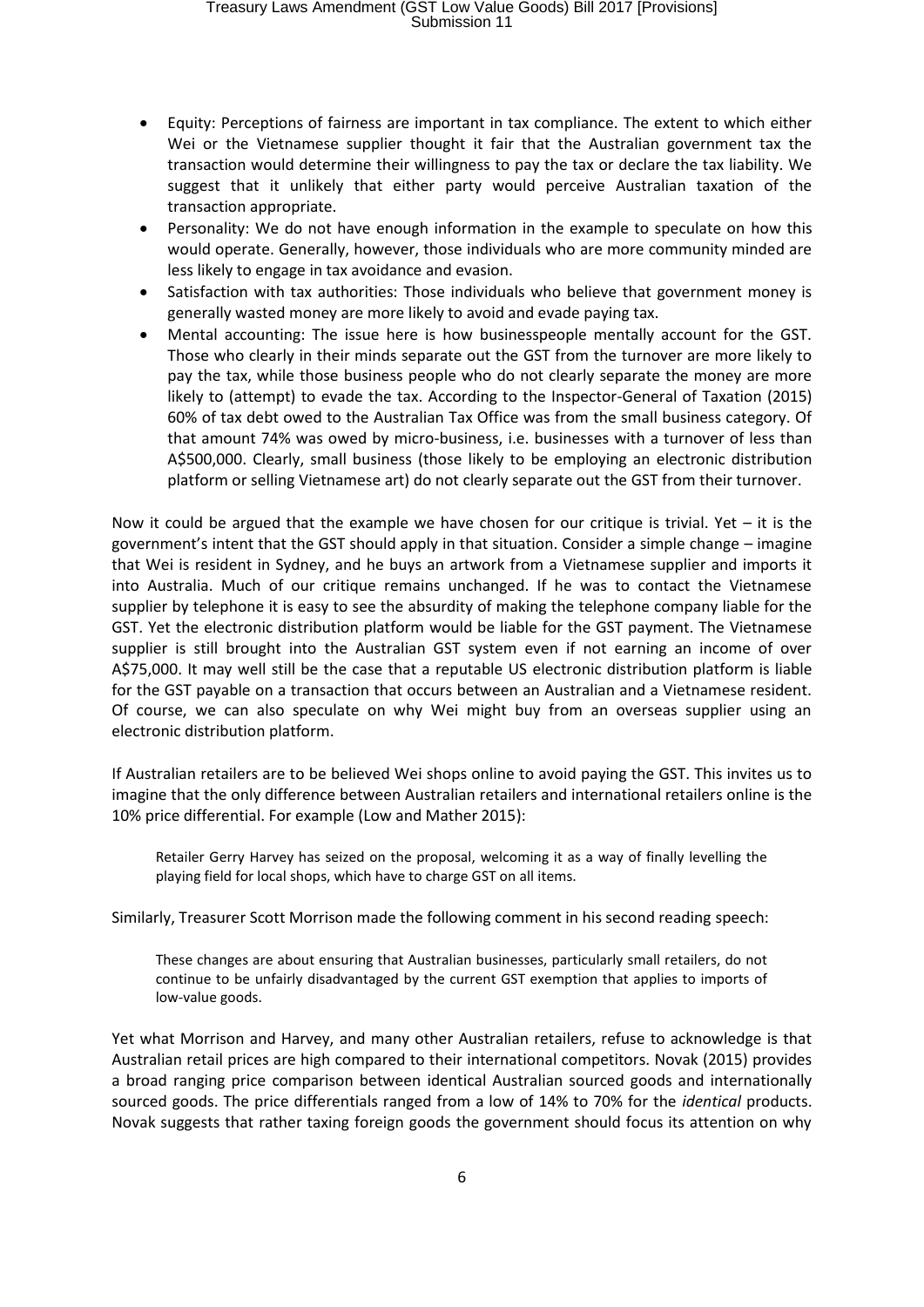- Equity: Perceptions of fairness are important in tax compliance. The extent to which either Wei or the Vietnamese supplier thought it fair that the Australian government tax the transaction would determine their willingness to pay the tax or declare the tax liability. We suggest that it unlikely that either party would perceive Australian taxation of the transaction appropriate.
- Personality: We do not have enough information in the example to speculate on how this would operate. Generally, however, those individuals who are more community minded are less likely to engage in tax avoidance and evasion.
- Satisfaction with tax authorities: Those individuals who believe that government money is generally wasted money are more likely to avoid and evade paying tax.
- Mental accounting: The issue here is how businesspeople mentally account for the GST. Those who clearly in their minds separate out the GST from the turnover are more likely to pay the tax, while those business people who do not clearly separate the money are more likely to (attempt) to evade the tax. According to the Inspector-General of Taxation (2015) 60% of tax debt owed to the Australian Tax Office was from the small business category. Of that amount 74% was owed by micro-business, i.e. businesses with a turnover of less than A$500,000. Clearly, small business (those likely to be employing an electronic distribution platform or selling Vietnamese art) do not clearly separate out the GST from their turnover.

Now it could be argued that the example we have chosen for our critique is trivial. Yet – it is the government's intent that the GST should apply in that situation. Consider a simple change – imagine that Wei is resident in Sydney, and he buys an artwork from a Vietnamese supplier and imports it into Australia. Much of our critique remains unchanged. If he was to contact the Vietnamese supplier by telephone it is easy to see the absurdity of making the telephone company liable for the GST. Yet the electronic distribution platform would be liable for the GST payment. The Vietnamese supplier is still brought into the Australian GST system even if not earning an income of over A$75,000. It may well still be the case that a reputable US electronic distribution platform is liable for the GST payable on a transaction that occurs between an Australian and a Vietnamese resident. Of course, we can also speculate on why Wei might buy from an overseas supplier using an electronic distribution platform.

If Australian retailers are to be believed Wei shops online to avoid paying the GST. This invites us to imagine that the only difference between Australian retailers and international retailers online is the 10% price differential. For example (Low and Mather 2015):

> Retailer Gerry Harvey has seized on the proposal, welcoming it as a way of finally levelling the playing field for local shops, which have to charge GST on all items.

Similarly, Treasurer Scott Morrison made the following comment in his second reading speech:

> These changes are about ensuring that Australian businesses, particularly small retailers, do not continue to be unfairly disadvantaged by the current GST exemption that applies to imports of low-value goods.

Yet what Morrison and Harvey, and many other Australian retailers, refuse to acknowledge is that Australian retail prices are high compared to their international competitors. Novak (2015) provides a broad ranging price comparison between identical Australian sourced goods and internationally sourced goods. The price differentials ranged from a low of 14% to 70% for the *identical* products. Novak suggests that rather taxing foreign goods the government should focus its attention on why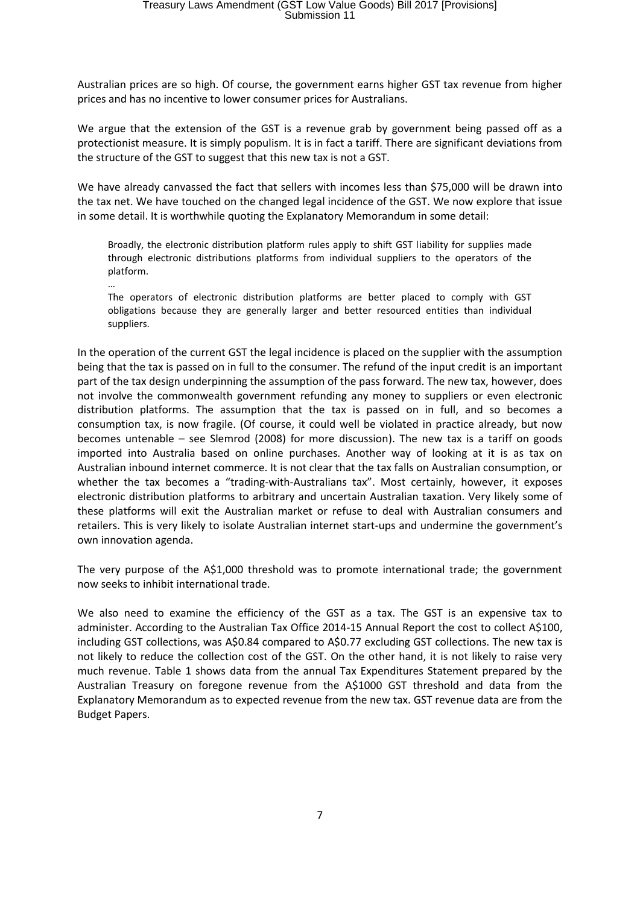Australian prices are so high. Of course, the government earns higher GST tax revenue from higher prices and has no incentive to lower consumer prices for Australians.

We argue that the extension of the GST is a revenue grab by government being passed off as a protectionist measure. It is simply populism. It is in fact a tariff. There are significant deviations from the structure of the GST to suggest that this new tax is not a GST.

We have already canvassed the fact that sellers with incomes less than $75,000 will be drawn into the tax net. We have touched on the changed legal incidence of the GST. We now explore that issue in some detail. It is worthwhile quoting the Explanatory Memorandum in some detail:

> Broadly, the electronic distribution platform rules apply to shift GST liability for supplies made through electronic distributions platforms from individual suppliers to the operators of the platform.
>
> …
>
> The operators of electronic distribution platforms are better placed to comply with GST obligations because they are generally larger and better resourced entities than individual suppliers.

In the operation of the current GST the legal incidence is placed on the supplier with the assumption being that the tax is passed on in full to the consumer. The refund of the input credit is an important part of the tax design underpinning the assumption of the pass forward. The new tax, however, does not involve the commonwealth government refunding any money to suppliers or even electronic distribution platforms. The assumption that the tax is passed on in full, and so becomes a consumption tax, is now fragile. (Of course, it could well be violated in practice already, but now becomes untenable – see Slemrod (2008) for more discussion). The new tax is a tariff on goods imported into Australia based on online purchases. Another way of looking at it is as tax on Australian inbound internet commerce. It is not clear that the tax falls on Australian consumption, or whether the tax becomes a "trading-with-Australians tax". Most certainly, however, it exposes electronic distribution platforms to arbitrary and uncertain Australian taxation. Very likely some of these platforms will exit the Australian market or refuse to deal with Australian consumers and retailers. This is very likely to isolate Australian internet start-ups and undermine the government's own innovation agenda.

The very purpose of the A$1,000 threshold was to promote international trade; the government now seeks to inhibit international trade.

We also need to examine the efficiency of the GST as a tax. The GST is an expensive tax to administer. According to the Australian Tax Office 2014-15 Annual Report the cost to collect A$100, including GST collections, was A$0.84 compared to A$0.77 excluding GST collections. The new tax is not likely to reduce the collection cost of the GST. On the other hand, it is not likely to raise very much revenue. Table 1 shows data from the annual Tax Expenditures Statement prepared by the Australian Treasury on foregone revenue from the A$1000 GST threshold and data from the Explanatory Memorandum as to expected revenue from the new tax. GST revenue data are from the Budget Papers.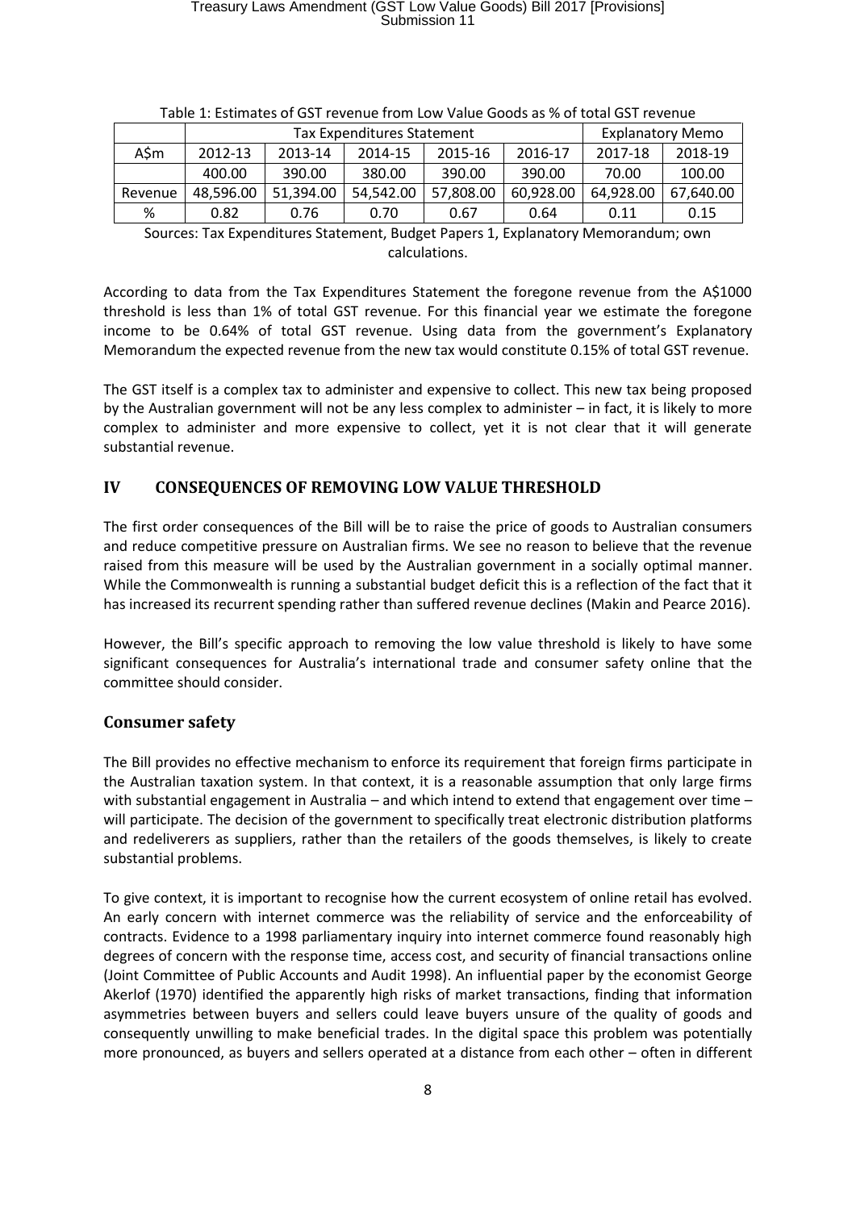Table 1: Estimates of GST revenue from Low Value Goods as % of total GST revenue

| | Tax Expenditures Statement | | | | | Explanatory Memo | |
|---|---|---|---|---|---|---|---|
| A$m | 2012-13 | 2013-14 | 2014-15 | 2015-16 | 2016-17 | 2017-18 | 2018-19 |
| | 400.00 | 390.00 | 380.00 | 390.00 | 390.00 | 70.00 | 100.00 |
| Revenue | 48,596.00 | 51,394.00 | 54,542.00 | 57,808.00 | 60,928.00 | 64,928.00 | 67,640.00 |
| % | 0.82 | 0.76 | 0.70 | 0.67 | 0.64 | 0.11 | 0.15 |

Sources: Tax Expenditures Statement, Budget Papers 1, Explanatory Memorandum; own calculations.

According to data from the Tax Expenditures Statement the foregone revenue from the A$1000 threshold is less than 1% of total GST revenue. For this financial year we estimate the foregone income to be 0.64% of total GST revenue. Using data from the government's Explanatory Memorandum the expected revenue from the new tax would constitute 0.15% of total GST revenue.

The GST itself is a complex tax to administer and expensive to collect. This new tax being proposed by the Australian government will not be any less complex to administer – in fact, it is likely to more complex to administer and more expensive to collect, yet it is not clear that it will generate substantial revenue.

## IV CONSEQUENCES OF REMOVING LOW VALUE THRESHOLD

The first order consequences of the Bill will be to raise the price of goods to Australian consumers and reduce competitive pressure on Australian firms. We see no reason to believe that the revenue raised from this measure will be used by the Australian government in a socially optimal manner. While the Commonwealth is running a substantial budget deficit this is a reflection of the fact that it has increased its recurrent spending rather than suffered revenue declines (Makin and Pearce 2016).

However, the Bill's specific approach to removing the low value threshold is likely to have some significant consequences for Australia's international trade and consumer safety online that the committee should consider.

### Consumer safety

The Bill provides no effective mechanism to enforce its requirement that foreign firms participate in the Australian taxation system. In that context, it is a reasonable assumption that only large firms with substantial engagement in Australia – and which intend to extend that engagement over time – will participate. The decision of the government to specifically treat electronic distribution platforms and redeliverers as suppliers, rather than the retailers of the goods themselves, is likely to create substantial problems.

To give context, it is important to recognise how the current ecosystem of online retail has evolved. An early concern with internet commerce was the reliability of service and the enforceability of contracts. Evidence to a 1998 parliamentary inquiry into internet commerce found reasonably high degrees of concern with the response time, access cost, and security of financial transactions online (Joint Committee of Public Accounts and Audit 1998). An influential paper by the economist George Akerlof (1970) identified the apparently high risks of market transactions, finding that information asymmetries between buyers and sellers could leave buyers unsure of the quality of goods and consequently unwilling to make beneficial trades. In the digital space this problem was potentially more pronounced, as buyers and sellers operated at a distance from each other – often in different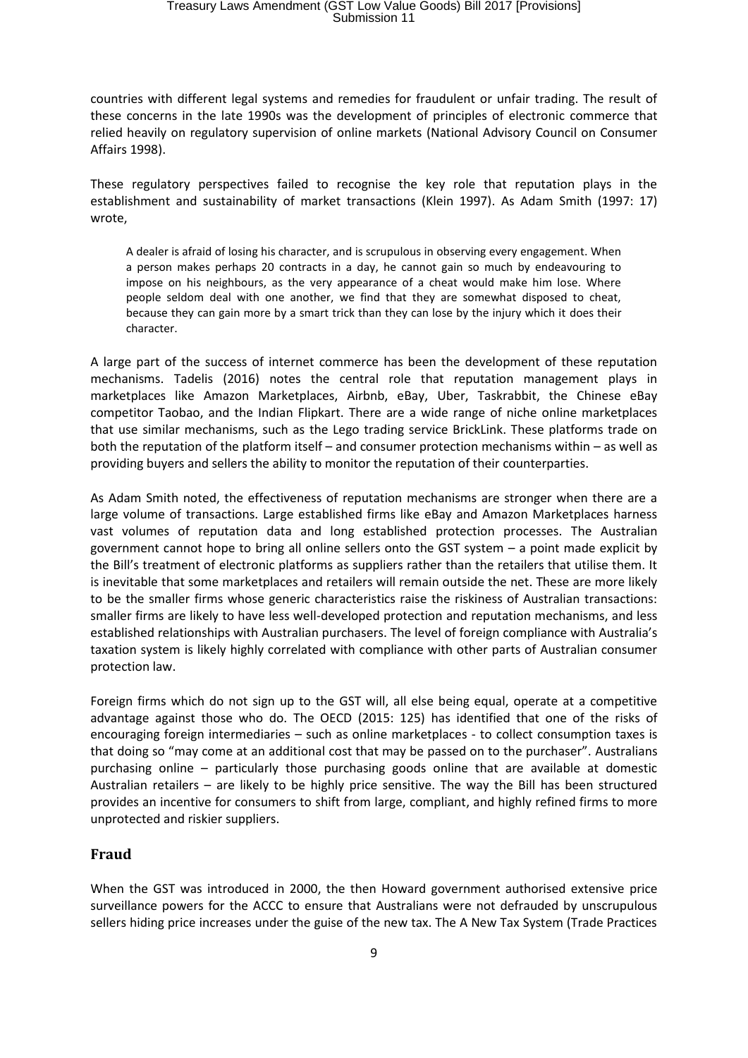countries with different legal systems and remedies for fraudulent or unfair trading. The result of these concerns in the late 1990s was the development of principles of electronic commerce that relied heavily on regulatory supervision of online markets (National Advisory Council on Consumer Affairs 1998).

These regulatory perspectives failed to recognise the key role that reputation plays in the establishment and sustainability of market transactions (Klein 1997). As Adam Smith (1997: 17) wrote,

> A dealer is afraid of losing his character, and is scrupulous in observing every engagement. When a person makes perhaps 20 contracts in a day, he cannot gain so much by endeavouring to impose on his neighbours, as the very appearance of a cheat would make him lose. Where people seldom deal with one another, we find that they are somewhat disposed to cheat, because they can gain more by a smart trick than they can lose by the injury which it does their character.

A large part of the success of internet commerce has been the development of these reputation mechanisms. Tadelis (2016) notes the central role that reputation management plays in marketplaces like Amazon Marketplaces, Airbnb, eBay, Uber, Taskrabbit, the Chinese eBay competitor Taobao, and the Indian Flipkart. There are a wide range of niche online marketplaces that use similar mechanisms, such as the Lego trading service BrickLink. These platforms trade on both the reputation of the platform itself – and consumer protection mechanisms within – as well as providing buyers and sellers the ability to monitor the reputation of their counterparties.

As Adam Smith noted, the effectiveness of reputation mechanisms are stronger when there are a large volume of transactions. Large established firms like eBay and Amazon Marketplaces harness vast volumes of reputation data and long established protection processes. The Australian government cannot hope to bring all online sellers onto the GST system – a point made explicit by the Bill's treatment of electronic platforms as suppliers rather than the retailers that utilise them. It is inevitable that some marketplaces and retailers will remain outside the net. These are more likely to be the smaller firms whose generic characteristics raise the riskiness of Australian transactions: smaller firms are likely to have less well-developed protection and reputation mechanisms, and less established relationships with Australian purchasers. The level of foreign compliance with Australia's taxation system is likely highly correlated with compliance with other parts of Australian consumer protection law.

Foreign firms which do not sign up to the GST will, all else being equal, operate at a competitive advantage against those who do. The OECD (2015: 125) has identified that one of the risks of encouraging foreign intermediaries – such as online marketplaces - to collect consumption taxes is that doing so "may come at an additional cost that may be passed on to the purchaser". Australians purchasing online – particularly those purchasing goods online that are available at domestic Australian retailers – are likely to be highly price sensitive. The way the Bill has been structured provides an incentive for consumers to shift from large, compliant, and highly refined firms to more unprotected and riskier suppliers.

## Fraud

When the GST was introduced in 2000, the then Howard government authorised extensive price surveillance powers for the ACCC to ensure that Australians were not defrauded by unscrupulous sellers hiding price increases under the guise of the new tax. The A New Tax System (Trade Practices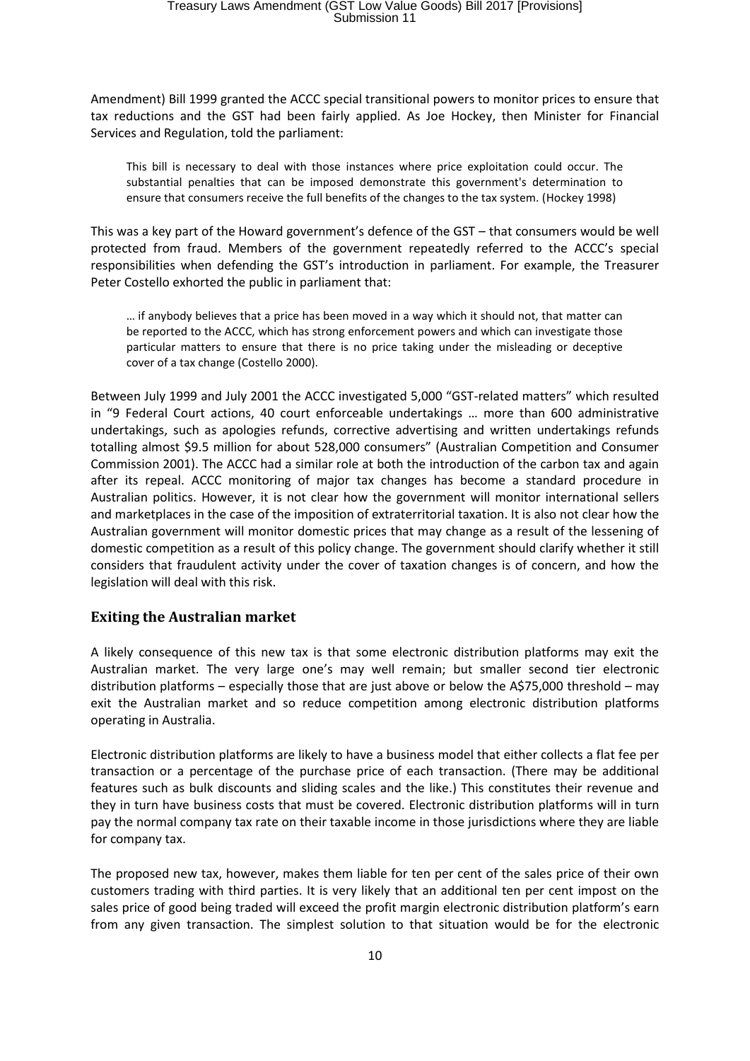Amendment) Bill 1999 granted the ACCC special transitional powers to monitor prices to ensure that tax reductions and the GST had been fairly applied. As Joe Hockey, then Minister for Financial Services and Regulation, told the parliament:

> This bill is necessary to deal with those instances where price exploitation could occur. The substantial penalties that can be imposed demonstrate this government's determination to ensure that consumers receive the full benefits of the changes to the tax system. (Hockey 1998)

This was a key part of the Howard government's defence of the GST – that consumers would be well protected from fraud. Members of the government repeatedly referred to the ACCC's special responsibilities when defending the GST's introduction in parliament. For example, the Treasurer Peter Costello exhorted the public in parliament that:

> … if anybody believes that a price has been moved in a way which it should not, that matter can be reported to the ACCC, which has strong enforcement powers and which can investigate those particular matters to ensure that there is no price taking under the misleading or deceptive cover of a tax change (Costello 2000).

Between July 1999 and July 2001 the ACCC investigated 5,000 "GST-related matters" which resulted in "9 Federal Court actions, 40 court enforceable undertakings … more than 600 administrative undertakings, such as apologies refunds, corrective advertising and written undertakings refunds totalling almost \$9.5 million for about 528,000 consumers" (Australian Competition and Consumer Commission 2001). The ACCC had a similar role at both the introduction of the carbon tax and again after its repeal. ACCC monitoring of major tax changes has become a standard procedure in Australian politics. However, it is not clear how the government will monitor international sellers and marketplaces in the case of the imposition of extraterritorial taxation. It is also not clear how the Australian government will monitor domestic prices that may change as a result of the lessening of domestic competition as a result of this policy change. The government should clarify whether it still considers that fraudulent activity under the cover of taxation changes is of concern, and how the legislation will deal with this risk.

## Exiting the Australian market

A likely consequence of this new tax is that some electronic distribution platforms may exit the Australian market. The very large one's may well remain; but smaller second tier electronic distribution platforms – especially those that are just above or below the A\$75,000 threshold – may exit the Australian market and so reduce competition among electronic distribution platforms operating in Australia.

Electronic distribution platforms are likely to have a business model that either collects a flat fee per transaction or a percentage of the purchase price of each transaction. (There may be additional features such as bulk discounts and sliding scales and the like.) This constitutes their revenue and they in turn have business costs that must be covered. Electronic distribution platforms will in turn pay the normal company tax rate on their taxable income in those jurisdictions where they are liable for company tax.

The proposed new tax, however, makes them liable for ten per cent of the sales price of their own customers trading with third parties. It is very likely that an additional ten per cent impost on the sales price of good being traded will exceed the profit margin electronic distribution platform's earn from any given transaction. The simplest solution to that situation would be for the electronic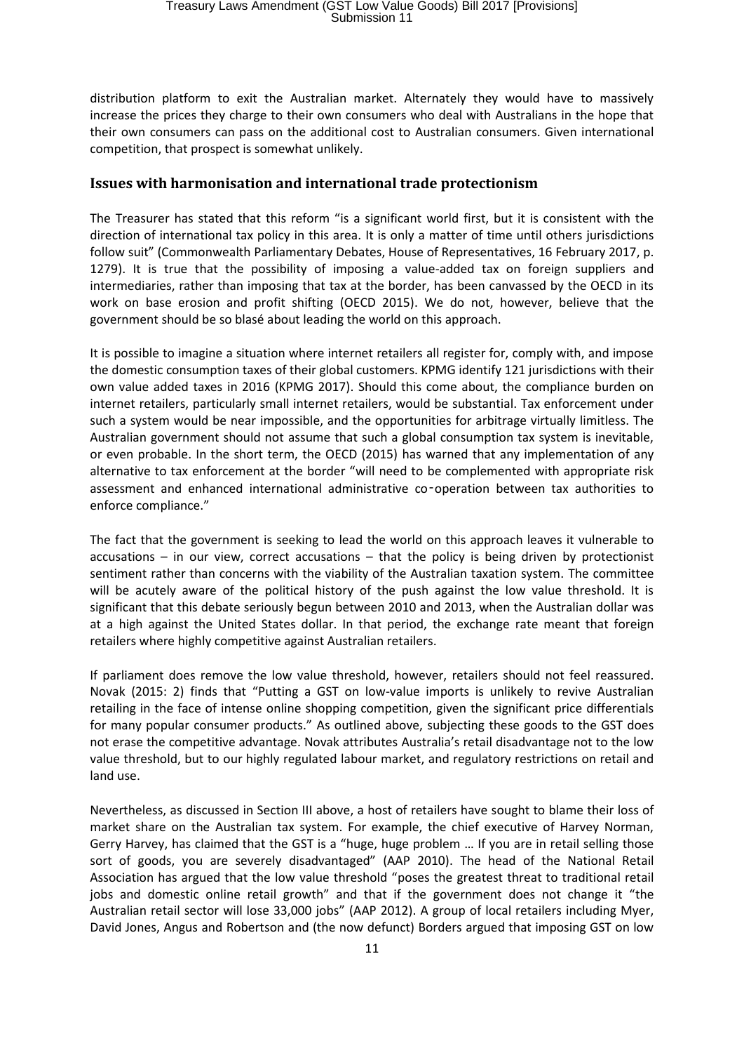distribution platform to exit the Australian market. Alternately they would have to massively increase the prices they charge to their own consumers who deal with Australians in the hope that their own consumers can pass on the additional cost to Australian consumers. Given international competition, that prospect is somewhat unlikely.

### Issues with harmonisation and international trade protectionism

The Treasurer has stated that this reform "is a significant world first, but it is consistent with the direction of international tax policy in this area. It is only a matter of time until others jurisdictions follow suit" (Commonwealth Parliamentary Debates, House of Representatives, 16 February 2017, p. 1279). It is true that the possibility of imposing a value-added tax on foreign suppliers and intermediaries, rather than imposing that tax at the border, has been canvassed by the OECD in its work on base erosion and profit shifting (OECD 2015). We do not, however, believe that the government should be so blasé about leading the world on this approach.

It is possible to imagine a situation where internet retailers all register for, comply with, and impose the domestic consumption taxes of their global customers. KPMG identify 121 jurisdictions with their own value added taxes in 2016 (KPMG 2017). Should this come about, the compliance burden on internet retailers, particularly small internet retailers, would be substantial. Tax enforcement under such a system would be near impossible, and the opportunities for arbitrage virtually limitless. The Australian government should not assume that such a global consumption tax system is inevitable, or even probable. In the short term, the OECD (2015) has warned that any implementation of any alternative to tax enforcement at the border "will need to be complemented with appropriate risk assessment and enhanced international administrative co-operation between tax authorities to enforce compliance."

The fact that the government is seeking to lead the world on this approach leaves it vulnerable to accusations – in our view, correct accusations – that the policy is being driven by protectionist sentiment rather than concerns with the viability of the Australian taxation system. The committee will be acutely aware of the political history of the push against the low value threshold. It is significant that this debate seriously begun between 2010 and 2013, when the Australian dollar was at a high against the United States dollar. In that period, the exchange rate meant that foreign retailers where highly competitive against Australian retailers.

If parliament does remove the low value threshold, however, retailers should not feel reassured. Novak (2015: 2) finds that "Putting a GST on low-value imports is unlikely to revive Australian retailing in the face of intense online shopping competition, given the significant price differentials for many popular consumer products." As outlined above, subjecting these goods to the GST does not erase the competitive advantage. Novak attributes Australia's retail disadvantage not to the low value threshold, but to our highly regulated labour market, and regulatory restrictions on retail and land use.

Nevertheless, as discussed in Section III above, a host of retailers have sought to blame their loss of market share on the Australian tax system. For example, the chief executive of Harvey Norman, Gerry Harvey, has claimed that the GST is a "huge, huge problem … If you are in retail selling those sort of goods, you are severely disadvantaged" (AAP 2010). The head of the National Retail Association has argued that the low value threshold "poses the greatest threat to traditional retail jobs and domestic online retail growth" and that if the government does not change it "the Australian retail sector will lose 33,000 jobs" (AAP 2012). A group of local retailers including Myer, David Jones, Angus and Robertson and (the now defunct) Borders argued that imposing GST on low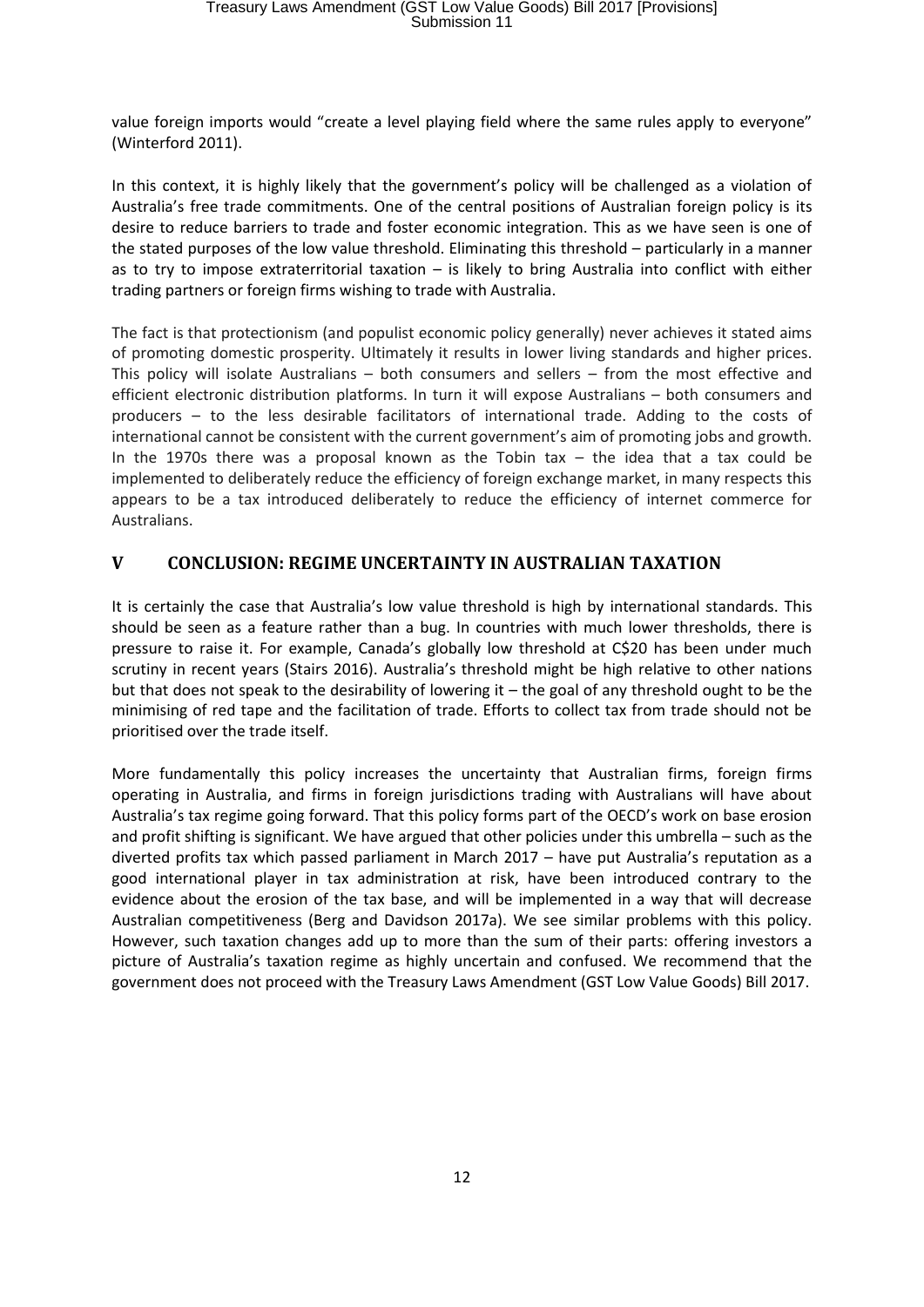value foreign imports would "create a level playing field where the same rules apply to everyone" (Winterford 2011).

In this context, it is highly likely that the government's policy will be challenged as a violation of Australia's free trade commitments. One of the central positions of Australian foreign policy is its desire to reduce barriers to trade and foster economic integration. This as we have seen is one of the stated purposes of the low value threshold. Eliminating this threshold – particularly in a manner as to try to impose extraterritorial taxation – is likely to bring Australia into conflict with either trading partners or foreign firms wishing to trade with Australia.

The fact is that protectionism (and populist economic policy generally) never achieves it stated aims of promoting domestic prosperity. Ultimately it results in lower living standards and higher prices. This policy will isolate Australians – both consumers and sellers – from the most effective and efficient electronic distribution platforms. In turn it will expose Australians – both consumers and producers – to the less desirable facilitators of international trade. Adding to the costs of international cannot be consistent with the current government's aim of promoting jobs and growth. In the 1970s there was a proposal known as the Tobin tax – the idea that a tax could be implemented to deliberately reduce the efficiency of foreign exchange market, in many respects this appears to be a tax introduced deliberately to reduce the efficiency of internet commerce for Australians.

## V CONCLUSION: REGIME UNCERTAINTY IN AUSTRALIAN TAXATION

It is certainly the case that Australia's low value threshold is high by international standards. This should be seen as a feature rather than a bug. In countries with much lower thresholds, there is pressure to raise it. For example, Canada's globally low threshold at C$20 has been under much scrutiny in recent years (Stairs 2016). Australia's threshold might be high relative to other nations but that does not speak to the desirability of lowering it – the goal of any threshold ought to be the minimising of red tape and the facilitation of trade. Efforts to collect tax from trade should not be prioritised over the trade itself.

More fundamentally this policy increases the uncertainty that Australian firms, foreign firms operating in Australia, and firms in foreign jurisdictions trading with Australians will have about Australia's tax regime going forward. That this policy forms part of the OECD's work on base erosion and profit shifting is significant. We have argued that other policies under this umbrella – such as the diverted profits tax which passed parliament in March 2017 – have put Australia's reputation as a good international player in tax administration at risk, have been introduced contrary to the evidence about the erosion of the tax base, and will be implemented in a way that will decrease Australian competitiveness (Berg and Davidson 2017a). We see similar problems with this policy. However, such taxation changes add up to more than the sum of their parts: offering investors a picture of Australia's taxation regime as highly uncertain and confused. We recommend that the government does not proceed with the Treasury Laws Amendment (GST Low Value Goods) Bill 2017.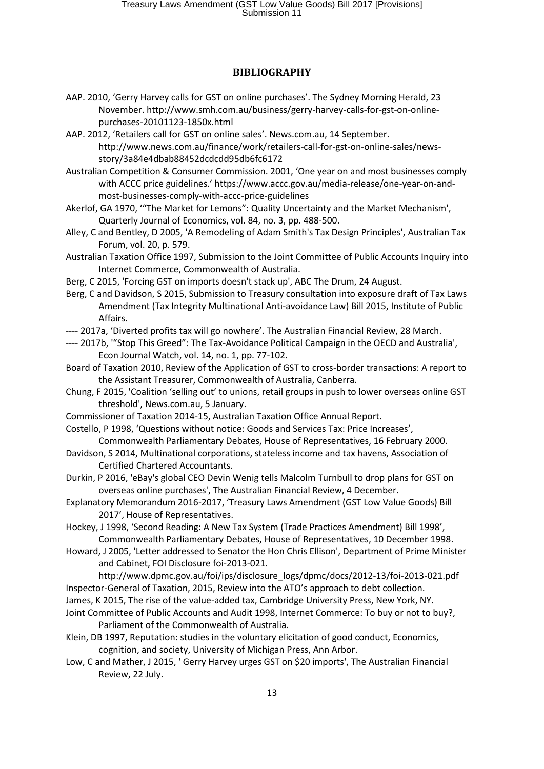## BIBLIOGRAPHY

AAP. 2010, 'Gerry Harvey calls for GST on online purchases'. The Sydney Morning Herald, 23 November. http://www.smh.com.au/business/gerry-harvey-calls-for-gst-on-online-purchases-20101123-1850x.html

AAP. 2012, 'Retailers call for GST on online sales'. News.com.au, 14 September. http://www.news.com.au/finance/work/retailers-call-for-gst-on-online-sales/news-story/3a84e4dbab88452dcdcdd95db6fc6172

Australian Competition & Consumer Commission. 2001, 'One year on and most businesses comply with ACCC price guidelines.' https://www.accc.gov.au/media-release/one-year-on-and-most-businesses-comply-with-accc-price-guidelines

Akerlof, GA 1970, '"The Market for Lemons": Quality Uncertainty and the Market Mechanism', Quarterly Journal of Economics, vol. 84, no. 3, pp. 488-500.

Alley, C and Bentley, D 2005, 'A Remodeling of Adam Smith's Tax Design Principles', Australian Tax Forum, vol. 20, p. 579.

Australian Taxation Office 1997, Submission to the Joint Committee of Public Accounts Inquiry into Internet Commerce, Commonwealth of Australia.

Berg, C 2015, 'Forcing GST on imports doesn't stack up', ABC The Drum, 24 August.

Berg, C and Davidson, S 2015, Submission to Treasury consultation into exposure draft of Tax Laws Amendment (Tax Integrity Multinational Anti-avoidance Law) Bill 2015, Institute of Public Affairs.

---- 2017a, 'Diverted profits tax will go nowhere'. The Australian Financial Review, 28 March.

---- 2017b, '"Stop This Greed": The Tax-Avoidance Political Campaign in the OECD and Australia', Econ Journal Watch, vol. 14, no. 1, pp. 77-102.

Board of Taxation 2010, Review of the Application of GST to cross-border transactions: A report to the Assistant Treasurer, Commonwealth of Australia, Canberra.

Chung, F 2015, 'Coalition 'selling out' to unions, retail groups in push to lower overseas online GST threshold', News.com.au, 5 January.

Commissioner of Taxation 2014-15, Australian Taxation Office Annual Report.

Costello, P 1998, 'Questions without notice: Goods and Services Tax: Price Increases', Commonwealth Parliamentary Debates, House of Representatives, 16 February 2000.

Davidson, S 2014, Multinational corporations, stateless income and tax havens, Association of Certified Chartered Accountants.

Durkin, P 2016, 'eBay's global CEO Devin Wenig tells Malcolm Turnbull to drop plans for GST on overseas online purchases', The Australian Financial Review, 4 December.

Explanatory Memorandum 2016-2017, 'Treasury Laws Amendment (GST Low Value Goods) Bill 2017', House of Representatives.

Hockey, J 1998, 'Second Reading: A New Tax System (Trade Practices Amendment) Bill 1998', Commonwealth Parliamentary Debates, House of Representatives, 10 December 1998.

Howard, J 2005, 'Letter addressed to Senator the Hon Chris Ellison', Department of Prime Minister and Cabinet, FOI Disclosure foi-2013-021. http://www.dpmc.gov.au/foi/ips/disclosure_logs/dpmc/docs/2012-13/foi-2013-021.pdf

Inspector-General of Taxation, 2015, Review into the ATO's approach to debt collection.

James, K 2015, The rise of the value-added tax, Cambridge University Press, New York, NY.

Joint Committee of Public Accounts and Audit 1998, Internet Commerce: To buy or not to buy?, Parliament of the Commonwealth of Australia.

Klein, DB 1997, Reputation: studies in the voluntary elicitation of good conduct, Economics, cognition, and society, University of Michigan Press, Ann Arbor.

Low, C and Mather, J 2015, ' Gerry Harvey urges GST on $20 imports', The Australian Financial Review, 22 July.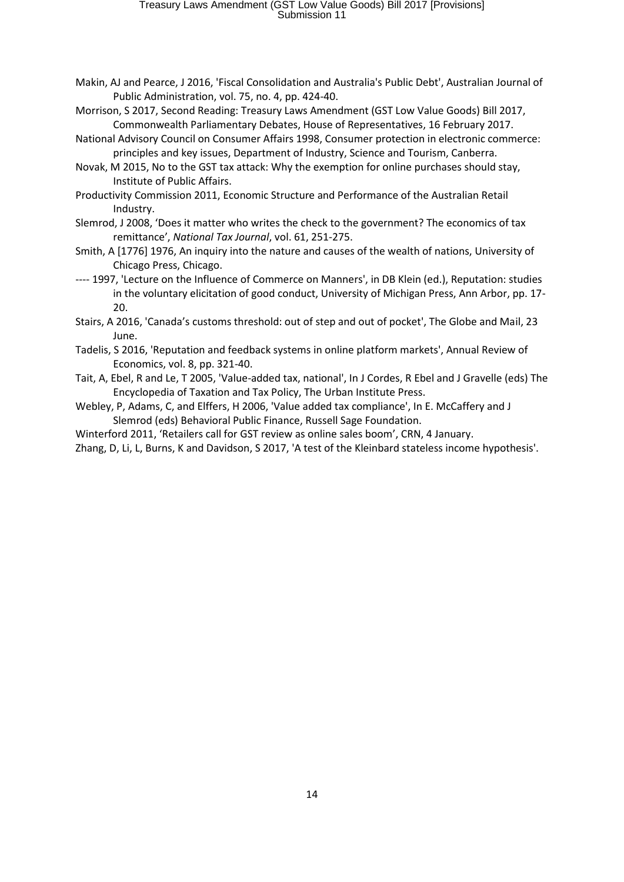Makin, AJ and Pearce, J 2016, 'Fiscal Consolidation and Australia's Public Debt', Australian Journal of Public Administration, vol. 75, no. 4, pp. 424-40.

Morrison, S 2017, Second Reading: Treasury Laws Amendment (GST Low Value Goods) Bill 2017, Commonwealth Parliamentary Debates, House of Representatives, 16 February 2017.

National Advisory Council on Consumer Affairs 1998, Consumer protection in electronic commerce: principles and key issues, Department of Industry, Science and Tourism, Canberra.

Novak, M 2015, No to the GST tax attack: Why the exemption for online purchases should stay, Institute of Public Affairs.

Productivity Commission 2011, Economic Structure and Performance of the Australian Retail Industry.

Slemrod, J 2008, 'Does it matter who writes the check to the government? The economics of tax remittance', *National Tax Journal*, vol. 61, 251-275.

Smith, A [1776] 1976, An inquiry into the nature and causes of the wealth of nations, University of Chicago Press, Chicago.

---- 1997, 'Lecture on the Influence of Commerce on Manners', in DB Klein (ed.), Reputation: studies in the voluntary elicitation of good conduct, University of Michigan Press, Ann Arbor, pp. 17-20.

Stairs, A 2016, 'Canada's customs threshold: out of step and out of pocket', The Globe and Mail, 23 June.

Tadelis, S 2016, 'Reputation and feedback systems in online platform markets', Annual Review of Economics, vol. 8, pp. 321-40.

Tait, A, Ebel, R and Le, T 2005, 'Value-added tax, national', In J Cordes, R Ebel and J Gravelle (eds) The Encyclopedia of Taxation and Tax Policy, The Urban Institute Press.

Webley, P, Adams, C, and Elffers, H 2006, 'Value added tax compliance', In E. McCaffery and J Slemrod (eds) Behavioral Public Finance, Russell Sage Foundation.

Winterford 2011, 'Retailers call for GST review as online sales boom', CRN, 4 January.

Zhang, D, Li, L, Burns, K and Davidson, S 2017, 'A test of the Kleinbard stateless income hypothesis'.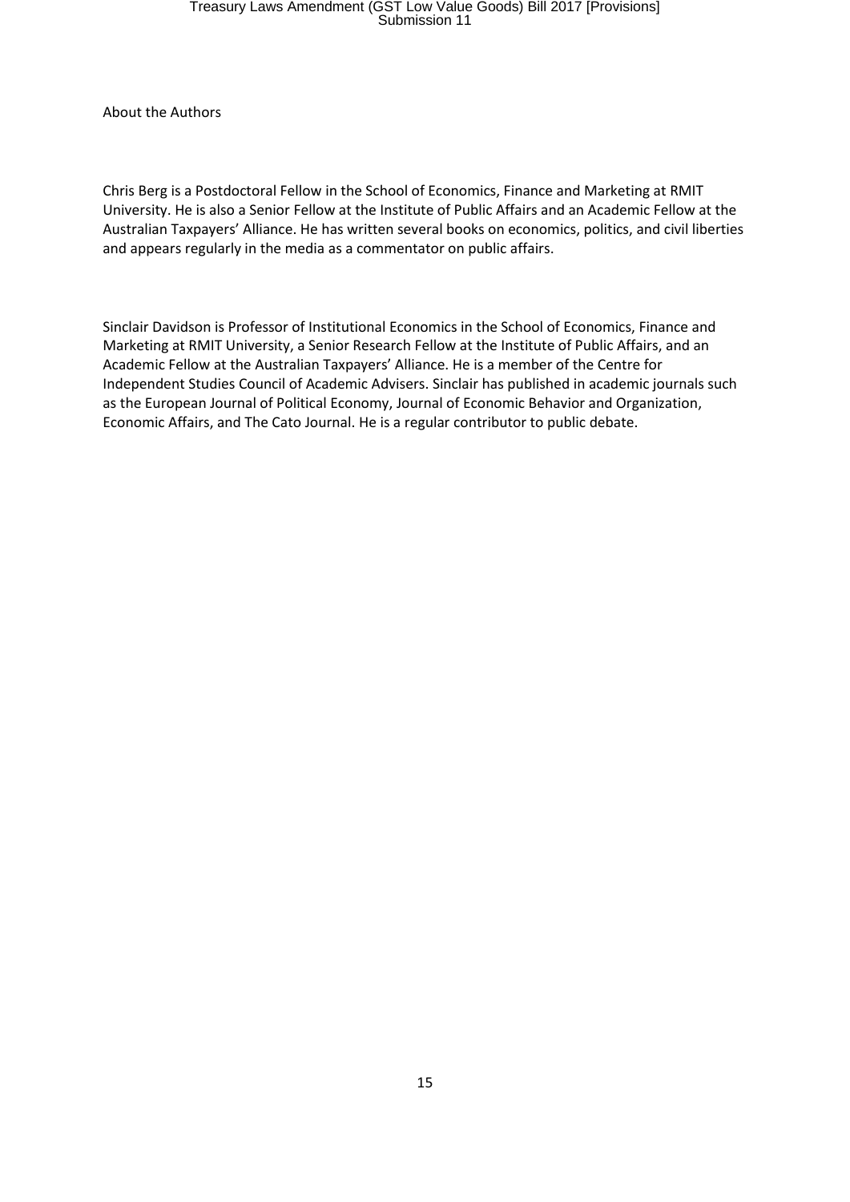About the Authors

Chris Berg is a Postdoctoral Fellow in the School of Economics, Finance and Marketing at RMIT University. He is also a Senior Fellow at the Institute of Public Affairs and an Academic Fellow at the Australian Taxpayers' Alliance. He has written several books on economics, politics, and civil liberties and appears regularly in the media as a commentator on public affairs.

Sinclair Davidson is Professor of Institutional Economics in the School of Economics, Finance and Marketing at RMIT University, a Senior Research Fellow at the Institute of Public Affairs, and an Academic Fellow at the Australian Taxpayers' Alliance. He is a member of the Centre for Independent Studies Council of Academic Advisers. Sinclair has published in academic journals such as the European Journal of Political Economy, Journal of Economic Behavior and Organization, Economic Affairs, and The Cato Journal. He is a regular contributor to public debate.